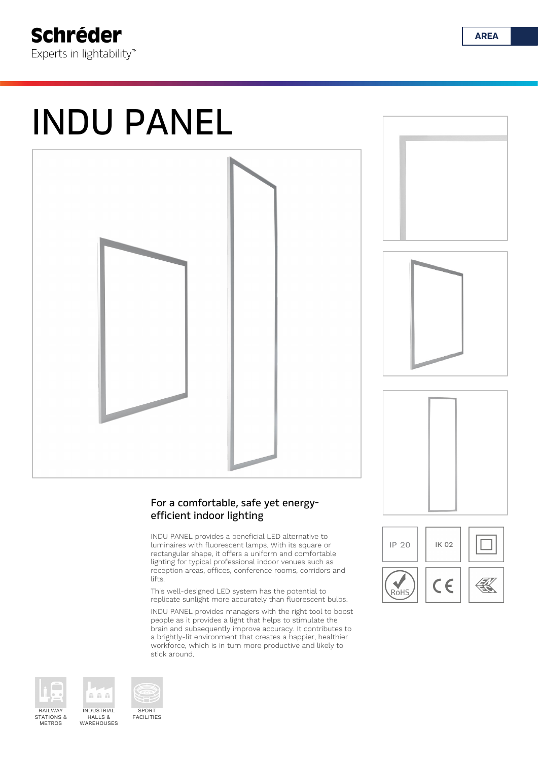Schréder

Experts in lightability™

AREA

# INDU PANEL

## For a comfortable, safe yet energy-efficient indoor lighting

INDU PANEL provides a beneficial LED alternative to luminaires with fluorescent lamps. With its square or rectangular shape, it offers a uniform and comfortable lighting for typical professional indoor venues such as reception areas, offices, conference rooms, corridors and lifts.

This well-designed LED system has the potential to replicate sunlight more accurately than fluorescent bulbs.

INDU PANEL provides managers with the right tool to boost people as it provides a light that helps to stimulate the brain and subsequently improve accuracy. It contributes to a brightly-lit environment that creates a happier, healthier workforce, which is in turn more productive and likely to stick around.

IP 20

IK 02

RoHS

CE

RAILWAY STATIONS & METROS

INDUSTRIAL HALLS & WAREHOUSES

SPORT FACILITIES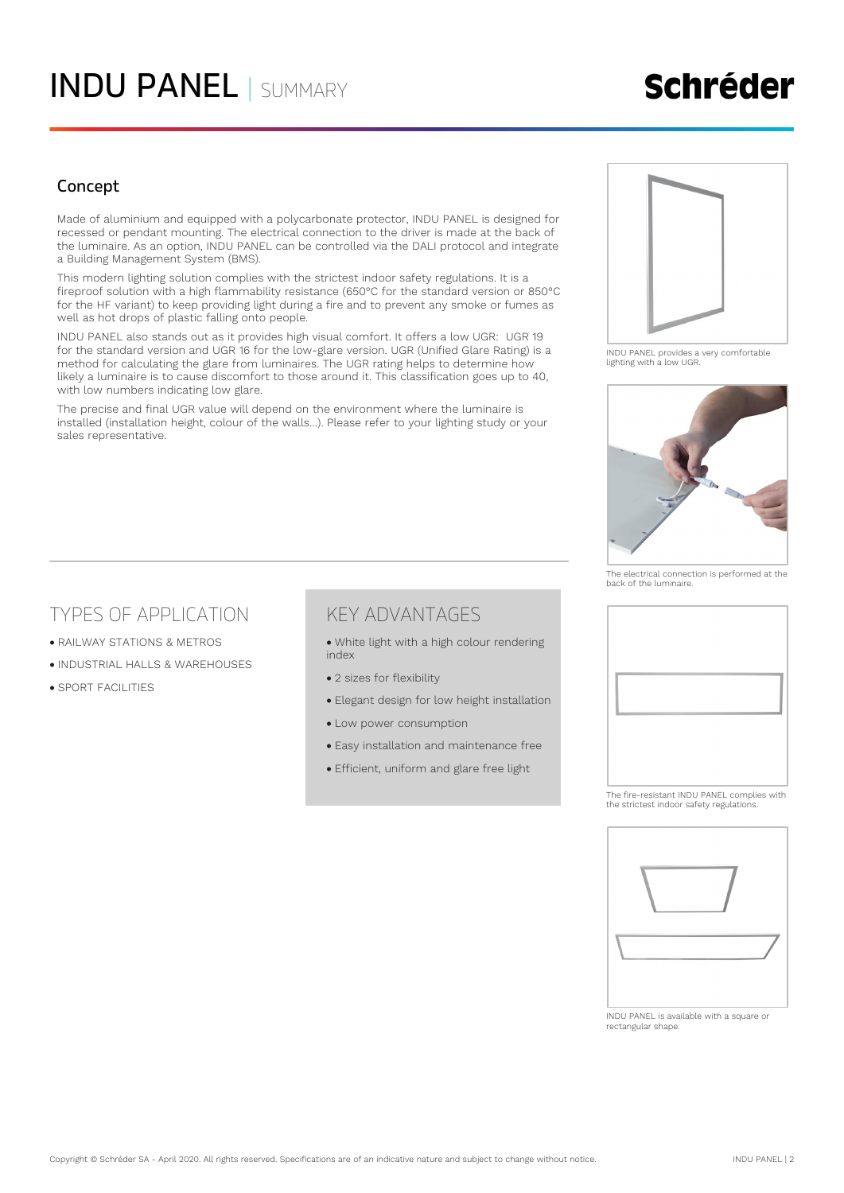# INDU PANEL | SUMMARY

## Concept

Made of aluminium and equipped with a polycarbonate protector, INDU PANEL is designed for recessed or pendant mounting. The electrical connection to the driver is made at the back of the luminaire. As an option, INDU PANEL can be controlled via the DALI protocol and integrate a Building Management System (BMS).

This modern lighting solution complies with the strictest indoor safety regulations. It is a fireproof solution with a high flammability resistance (650°C for the standard version or 850°C for the HF variant) to keep providing light during a fire and to prevent any smoke or fumes as well as hot drops of plastic falling onto people.

INDU PANEL also stands out as it provides high visual comfort. It offers a low UGR: UGR 19 for the standard version and UGR 16 for the low-glare version. UGR (Unified Glare Rating) is a method for calculating the glare from luminaires. The UGR rating helps to determine how likely a luminaire is to cause discomfort to those around it. This classification goes up to 40, with low numbers indicating low glare.

The precise and final UGR value will depend on the environment where the luminaire is installed (installation height, colour of the walls...). Please refer to your lighting study or your sales representative.

INDU PANEL provides a very comfortable lighting with a low UGR.

The electrical connection is performed at the back of the luminaire.

The fire-resistant INDU PANEL complies with the strictest indoor safety regulations.

INDU PANEL is available with a square or rectangular shape.

## TYPES OF APPLICATION

- RAILWAY STATIONS & METROS
- INDUSTRIAL HALLS & WAREHOUSES
- SPORT FACILITIES

## KEY ADVANTAGES

- White light with a high colour rendering index
- 2 sizes for flexibility
- Elegant design for low height installation
- Low power consumption
- Easy installation and maintenance free
- Efficient, uniform and glare free light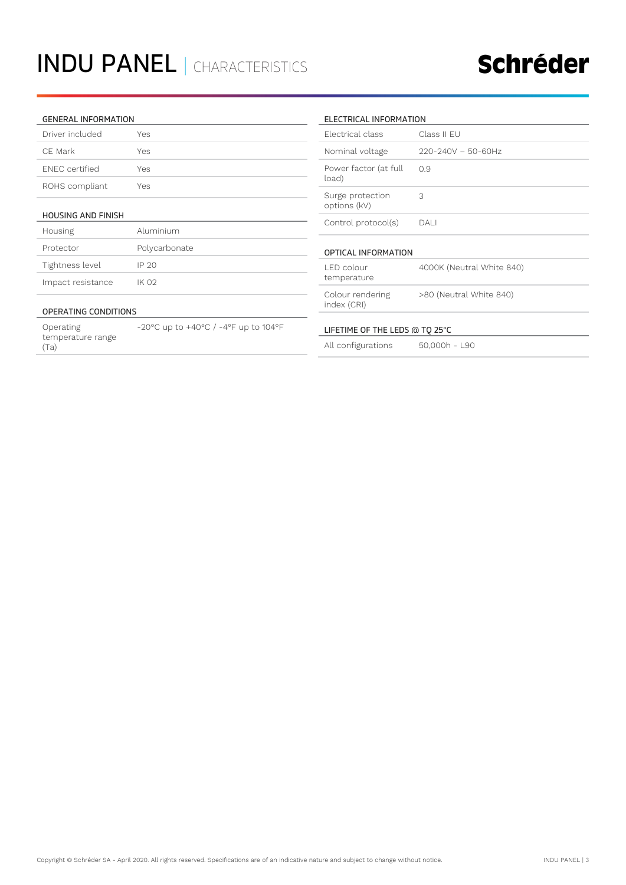# INDU PANEL | CHARACTERISTICS

## GENERAL INFORMATION

| | |
|---|---|
| Driver included | Yes |
| CE Mark | Yes |
| ENEC certified | Yes |
| ROHS compliant | Yes |

## HOUSING AND FINISH

| | |
|---|---|
| Housing | Aluminium |
| Protector | Polycarbonate |
| Tightness level | IP 20 |
| Impact resistance | IK 02 |

## OPERATING CONDITIONS

| | |
|---|---|
| Operating temperature range (Ta) | -20°C up to +40°C / -4°F up to 104°F |

## ELECTRICAL INFORMATION

| | |
|---|---|
| Electrical class | Class II EU |
| Nominal voltage | 220-240V – 50-60Hz |
| Power factor (at full load) | 0.9 |
| Surge protection options (kV) | 3 |
| Control protocol(s) | DALI |

## OPTICAL INFORMATION

| | |
|---|---|
| LED colour temperature | 4000K (Neutral White 840) |
| Colour rendering index (CRI) | >80 (Neutral White 840) |

## LIFETIME OF THE LEDS @ TQ 25°C

| | |
|---|---|
| All configurations | 50,000h - L90 |

Copyright © Schréder SA - April 2020. All rights reserved. Specifications are of an indicative nature and subject to change without notice.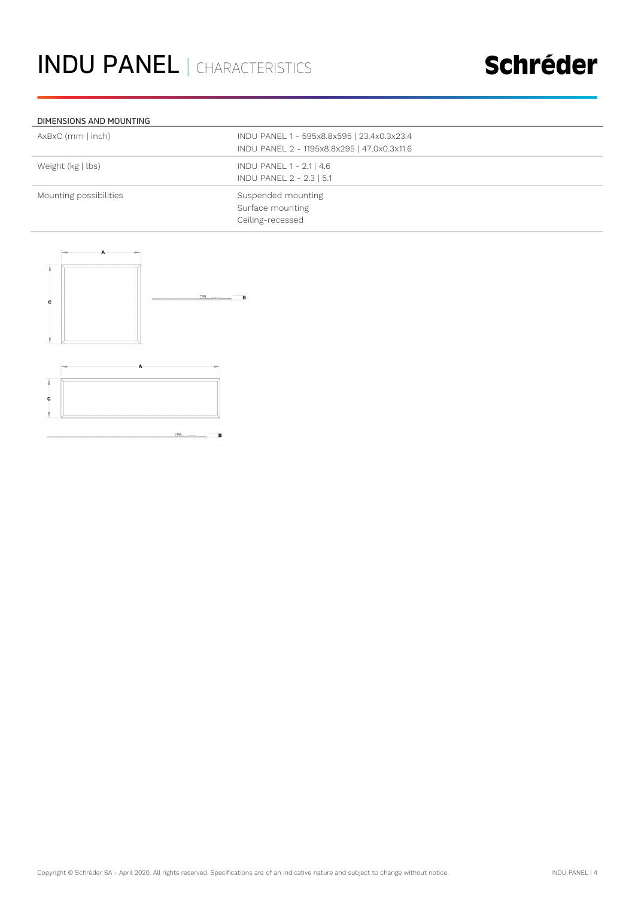# INDU PANEL | CHARACTERISTICS

## DIMENSIONS AND MOUNTING

| | |
|---|---|
| AxBxC (mm \| inch) | INDU PANEL 1 - 595x8.8x595 \| 23.4x0.3x23.4<br>INDU PANEL 2 - 1195x8.8x295 \| 47.0x0.3x11.6 |
| Weight (kg \| lbs) | INDU PANEL 1 - 2.1 \| 4.6<br>INDU PANEL 2 - 2.3 \| 5.1 |
| Mounting possibilities | Suspended mounting<br>Surface mounting<br>Ceiling-recessed |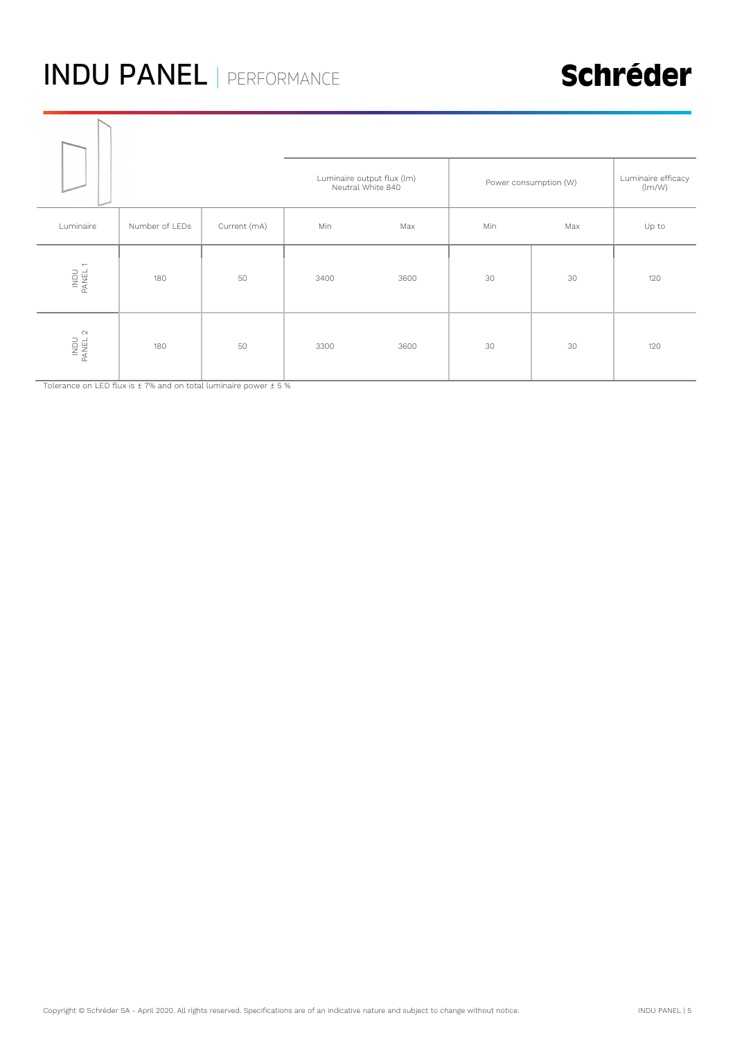# INDU PANEL | PERFORMANCE

| | | | Luminaire output flux (lm) Neutral White 840 | | Power consumption (W) | | Luminaire efficacy (lm/W) |
|---|---|---|---|---|---|---|---|
| Luminaire | Number of LEDs | Current (mA) | Min | Max | Min | Max | Up to |
| INDU PANEL 1 | 180 | 50 | 3400 | 3600 | 30 | 30 | 120 |
| INDU PANEL 2 | 180 | 50 | 3300 | 3600 | 30 | 30 | 120 |

Tolerance on LED flux is ± 7% and on total luminaire power ± 5 %

Copyright © Schréder SA - April 2020. All rights reserved. Specifications are of an indicative nature and subject to change without notice.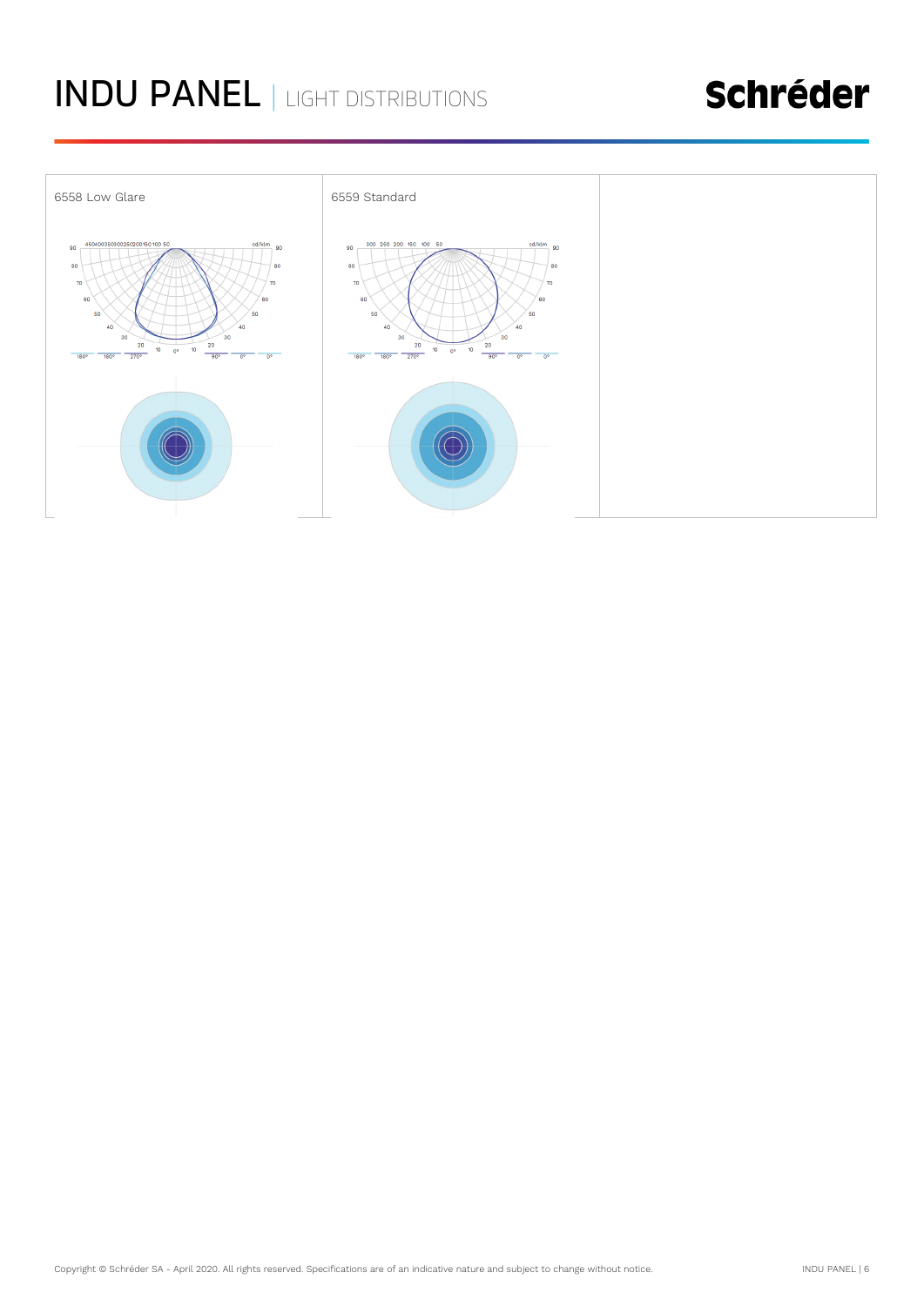# INDU PANEL | LIGHT DISTRIBUTIONS

6558 Low Glare

450 400 350 300 250 200 150 100 50

cd/klm

90 80 70 60 50 40 30 20 10 0° 10 20 30 40 50 60 70 80 90

180° 180° 270° 90° 0° 0°

6559 Standard

300 250 200 150 100 50

cd/klm

90 80 70 60 50 40 30 20 10 0° 10 20 30 40 50 60 70 80 90

180° 180° 270° 90° 0° 0°